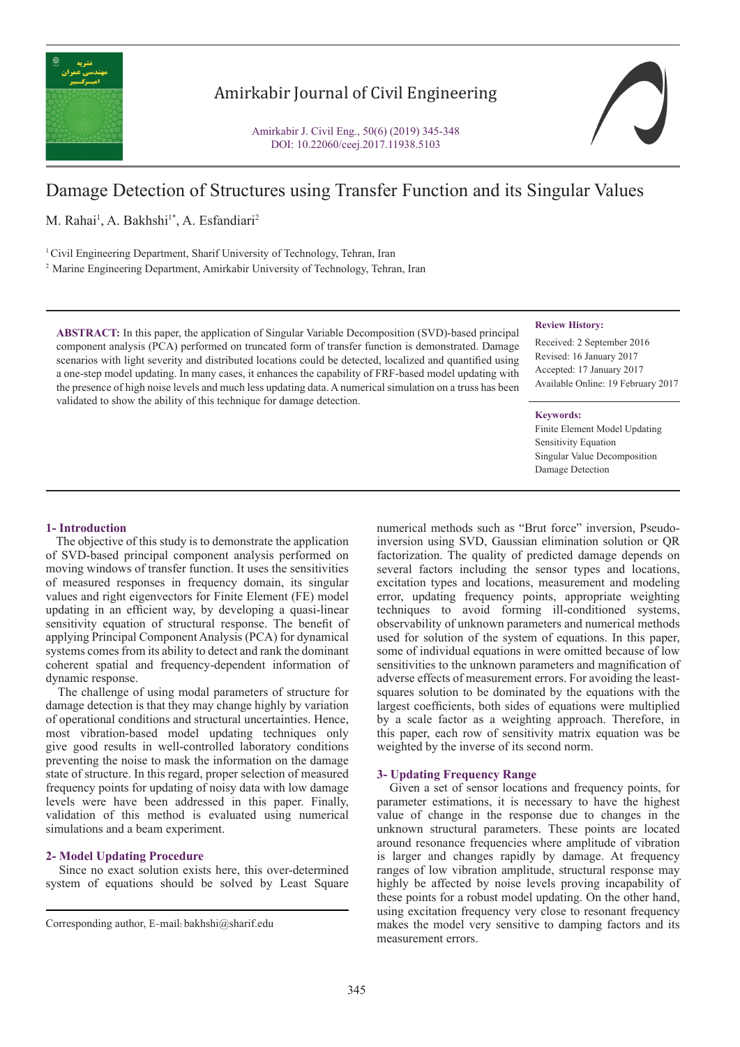# Damage Detection of Structures using Transfer Function and its Singular Values

M. Rahai[1], A. Bakhshi[1*], A. Esfandiari[2]

[1] Civil Engineering Department, Sharif University of Technology, Tehran, Iran

[2] Marine Engineering Department, Amirkabir University of Technology, Tehran, Iran

**ABSTRACT:** In this paper, the application of Singular Variable Decomposition (SVD)-based principal component analysis (PCA) performed on truncated form of transfer function is demonstrated. Damage scenarios with light severity and distributed locations could be detected, localized and quantified using a one-step model updating. In many cases, it enhances the capability of FRF-based model updating with the presence of high noise levels and much less updating data. A numerical simulation on a truss has been validated to show the ability of this technique for damage detection.

**Review History:**

Received: 2 September 2016
Revised: 16 January 2017
Accepted: 17 January 2017
Available Online: 19 February 2017

**Keywords:**

Finite Element Model Updating
Sensitivity Equation
Singular Value Decomposition
Damage Detection

## 1- Introduction

The objective of this study is to demonstrate the application of SVD-based principal component analysis performed on moving windows of transfer function. It uses the sensitivities of measured responses in frequency domain, its singular values and right eigenvectors for Finite Element (FE) model updating in an efficient way, by developing a quasi-linear sensitivity equation of structural response. The benefit of applying Principal Component Analysis (PCA) for dynamical systems comes from its ability to detect and rank the dominant coherent spatial and frequency-dependent information of dynamic response.

The challenge of using modal parameters of structure for damage detection is that they may change highly by variation of operational conditions and structural uncertainties. Hence, most vibration-based model updating techniques only give good results in well-controlled laboratory conditions preventing the noise to mask the information on the damage state of structure. In this regard, proper selection of measured frequency points for updating of noisy data with low damage levels were have been addressed in this paper. Finally, validation of this method is evaluated using numerical simulations and a beam experiment.

## 2- Model Updating Procedure

Since no exact solution exists here, this over-determined system of equations should be solved by Least Square numerical methods such as "Brut force" inversion, Pseudo-inversion using SVD, Gaussian elimination solution or QR factorization. The quality of predicted damage depends on several factors including the sensor types and locations, excitation types and locations, measurement and modeling error, updating frequency points, appropriate weighting techniques to avoid forming ill-conditioned systems, observability of unknown parameters and numerical methods used for solution of the system of equations. In this paper, some of individual equations in were omitted because of low sensitivities to the unknown parameters and magnification of adverse effects of measurement errors. For avoiding the least-squares solution to be dominated by the equations with the largest coefficients, both sides of equations were multiplied by a scale factor as a weighting approach. Therefore, in this paper, each row of sensitivity matrix equation was be weighted by the inverse of its second norm.

## 3- Updating Frequency Range

Given a set of sensor locations and frequency points, for parameter estimations, it is necessary to have the highest value of change in the response due to changes in the unknown structural parameters. These points are located around resonance frequencies where amplitude of vibration is larger and changes rapidly by damage. At frequency ranges of low vibration amplitude, structural response may highly be affected by noise levels proving incapability of these points for a robust model updating. On the other hand, using excitation frequency very close to resonant frequency makes the model very sensitive to damping factors and its measurement errors.

Corresponding author, E-mail: bakhshi@sharif.edu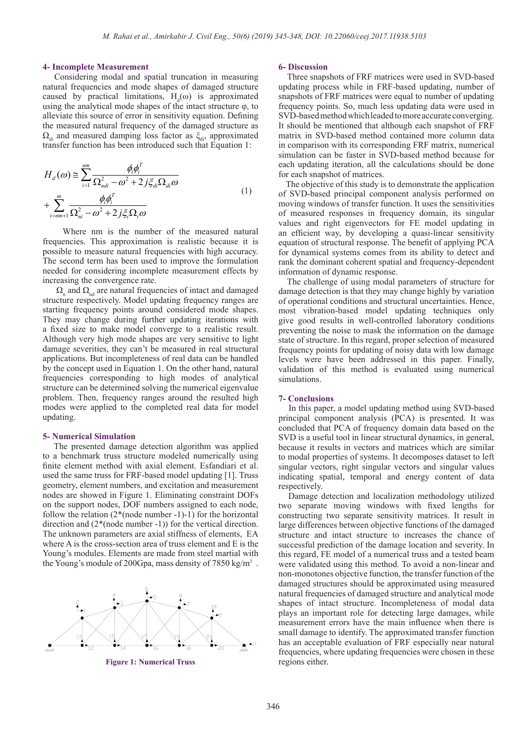## 4- Incomplete Measurement

Considering modal and spatial truncation in measuring natural frequencies and mode shapes of damaged structure caused by practical limitations, $H_d(\omega)$ is approximated using the analytical mode shapes of the intact structure φ, to alleviate this source of error in sensitivity equation. Defining the measured natural frequency of the damaged structure as $\Omega_{di}$ and measured damping loss factor as $\xi_{di}$, approximated transfer function has been introduced such that Equation 1:

$$H_d(\omega) \cong \sum_{i=1}^{nm} \frac{\phi_i \phi_i^T}{\Omega_{ndi}^2 - \omega^2 + 2j\xi_{di}\Omega_{di}\omega} + \sum_{i=nm+1}^{m} \frac{\phi_i \phi_i^T}{\Omega_{ni}^2 - \omega^2 + 2j\xi_i\Omega_i\omega} \tag{1}$$

Where nm is the number of the measured natural frequencies. This approximation is realistic because it is possible to measure natural frequencies with high accuracy. The second term has been used to improve the formulation needed for considering incomplete measurement effects by increasing the convergence rate.

$\Omega_n$ and $\Omega_{nd}$ are natural frequencies of intact and damaged structure respectively. Model updating frequency ranges are starting frequency points around considered mode shapes. They may change during further updating iterations with a fixed size to make model converge to a realistic result. Although very high mode shapes are very sensitive to light damage severities, they can't be measured in real structural applications. But incompleteness of real data can be handled by the concept used in Equation 1. On the other hand, natural frequencies corresponding to high modes of analytical structure can be determined solving the numerical eigenvalue problem. Then, frequency ranges around the resulted high modes were applied to the completed real data for model updating.

## 5- Numerical Simulation

The presented damage detection algorithm was applied to a benchmark truss structure modeled numerically using finite element method with axial element. Esfandiari et al. used the same truss for FRF-based model updating [1]. Truss geometry, element numbers, and excitation and measurement nodes are showed in Figure 1. Eliminating constraint DOFs on the support nodes, DOF numbers assigned to each node, follow the relation (2*(node number -1)-1) for the horizontal direction and (2*(node number -1)) for the vertical direction. The unknown parameters are axial stiffness of elements, EA where A is the cross-section area of truss element and E is the Young's modules. Elements are made from steel martial with the Young's module of 200Gpa, mass density of 7850 kg/m$^3$ .

**Figure 1: Numerical Truss**

## 6- Discussion

Three snapshots of FRF matrices were used in SVD-based updating process while in FRF-based updating, number of snapshots of FRF matrices were equal to number of updating frequency points. So, much less updating data were used in SVD-based method which leaded to more accurate converging. It should be mentioned that although each snapshot of FRF matrix in SVD-based method contained more column data in comparison with its corresponding FRF matrix, numerical simulation can be faster in SVD-based method because for each updating iteration, all the calculations should be done for each snapshot of matrices.

The objective of this study is to demonstrate the application of SVD-based principal component analysis performed on moving windows of transfer function. It uses the sensitivities of measured responses in frequency domain, its singular values and right eigenvectors for FE model updating in an efficient way, by developing a quasi-linear sensitivity equation of structural response. The benefit of applying PCA for dynamical systems comes from its ability to detect and rank the dominant coherent spatial and frequency-dependent information of dynamic response.

The challenge of using modal parameters of structure for damage detection is that they may change highly by variation of operational conditions and structural uncertainties. Hence, most vibration-based model updating techniques only give good results in well-controlled laboratory conditions preventing the noise to mask the information on the damage state of structure. In this regard, proper selection of measured frequency points for updating of noisy data with low damage levels were have been addressed in this paper. Finally, validation of this method is evaluated using numerical simulations.

## 7- Conclusions

In this paper, a model updating method using SVD-based principal component analysis (PCA) is presented. It was concluded that PCA of frequency domain data based on the SVD is a useful tool in linear structural dynamics, in general, because it results in vectors and matrices which are similar to modal properties of systems. It decomposes dataset to left singular vectors, right singular vectors and singular values indicating spatial, temporal and energy content of data respectively.

Damage detection and localization methodology utilized two separate moving windows with fixed lengths for constructing two separate sensitivity matrices. It result in large differences between objective functions of the damaged structure and intact structure to increases the chance of successful prediction of the damage location and severity. In this regard, FE model of a numerical truss and a tested beam were validated using this method. To avoid a non-linear and non-monotones objective function, the transfer function of the damaged structures should be approximated using measured natural frequencies of damaged structure and analytical mode shapes of intact structure. Incompleteness of modal data plays an important role for detecting large damages, while measurement errors have the main influence when there is small damage to identify. The approximated transfer function has an acceptable evaluation of FRF especially near natural frequencies, where updating frequencies were chosen in these regions either.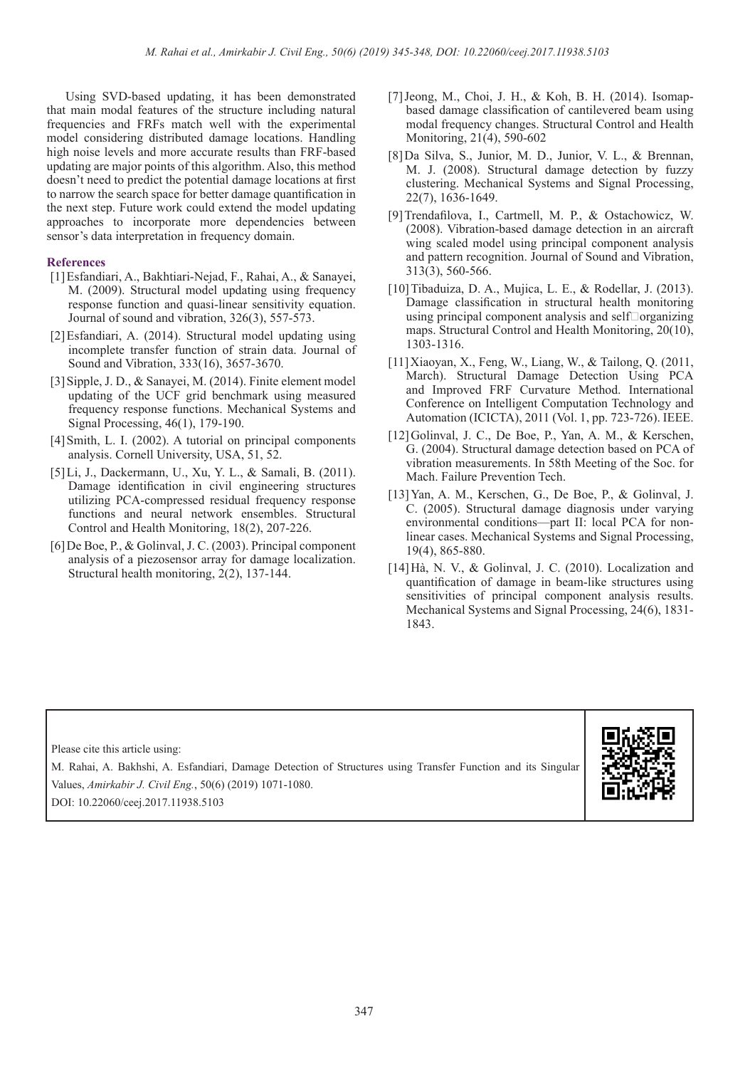Using SVD-based updating, it has been demonstrated that main modal features of the structure including natural frequencies and FRFs match well with the experimental model considering distributed damage locations. Handling high noise levels and more accurate results than FRF-based updating are major points of this algorithm. Also, this method doesn't need to predict the potential damage locations at first to narrow the search space for better damage quantification in the next step. Future work could extend the model updating approaches to incorporate more dependencies between sensor's data interpretation in frequency domain.

## References

[1] Esfandiari, A., Bakhtiari-Nejad, F., Rahai, A., & Sanayei, M. (2009). Structural model updating using frequency response function and quasi-linear sensitivity equation. Journal of sound and vibration, 326(3), 557-573.

[2] Esfandiari, A. (2014). Structural model updating using incomplete transfer function of strain data. Journal of Sound and Vibration, 333(16), 3657-3670.

[3] Sipple, J. D., & Sanayei, M. (2014). Finite element model updating of the UCF grid benchmark using measured frequency response functions. Mechanical Systems and Signal Processing, 46(1), 179-190.

[4] Smith, L. I. (2002). A tutorial on principal components analysis. Cornell University, USA, 51, 52.

[5] Li, J., Dackermann, U., Xu, Y. L., & Samali, B. (2011). Damage identification in civil engineering structures utilizing PCA-compressed residual frequency response functions and neural network ensembles. Structural Control and Health Monitoring, 18(2), 207-226.

[6] De Boe, P., & Golinval, J. C. (2003). Principal component analysis of a piezosensor array for damage localization. Structural health monitoring, 2(2), 137-144.

[7] Jeong, M., Choi, J. H., & Koh, B. H. (2014). Isomap-based damage classification of cantilevered beam using modal frequency changes. Structural Control and Health Monitoring, 21(4), 590-602

[8] Da Silva, S., Junior, M. D., Junior, V. L., & Brennan, M. J. (2008). Structural damage detection by fuzzy clustering. Mechanical Systems and Signal Processing, 22(7), 1636-1649.

[9] Trendafilova, I., Cartmell, M. P., & Ostachowicz, W. (2008). Vibration-based damage detection in an aircraft wing scaled model using principal component analysis and pattern recognition. Journal of Sound and Vibration, 313(3), 560-566.

[10] Tibaduiza, D. A., Mujica, L. E., & Rodellar, J. (2013). Damage classification in structural health monitoring using principal component analysis and self□organizing maps. Structural Control and Health Monitoring, 20(10), 1303-1316.

[11] Xiaoyan, X., Feng, W., Liang, W., & Tailong, Q. (2011, March). Structural Damage Detection Using PCA and Improved FRF Curvature Method. International Conference on Intelligent Computation Technology and Automation (ICICTA), 2011 (Vol. 1, pp. 723-726). IEEE.

[12] Golinval, J. C., De Boe, P., Yan, A. M., & Kerschen, G. (2004). Structural damage detection based on PCA of vibration measurements. In 58th Meeting of the Soc. for Mach. Failure Prevention Tech.

[13] Yan, A. M., Kerschen, G., De Boe, P., & Golinval, J. C. (2005). Structural damage diagnosis under varying environmental conditions—part II: local PCA for non-linear cases. Mechanical Systems and Signal Processing, 19(4), 865-880.

[14] Hà, N. V., & Golinval, J. C. (2010). Localization and quantification of damage in beam-like structures using sensitivities of principal component analysis results. Mechanical Systems and Signal Processing, 24(6), 1831-1843.

Please cite this article using:

M. Rahai, A. Bakhshi, A. Esfandiari, Damage Detection of Structures using Transfer Function and its Singular Values, *Amirkabir J. Civil Eng.*, 50(6) (2019) 1071-1080.

DOI: 10.22060/ceej.2017.11938.5103